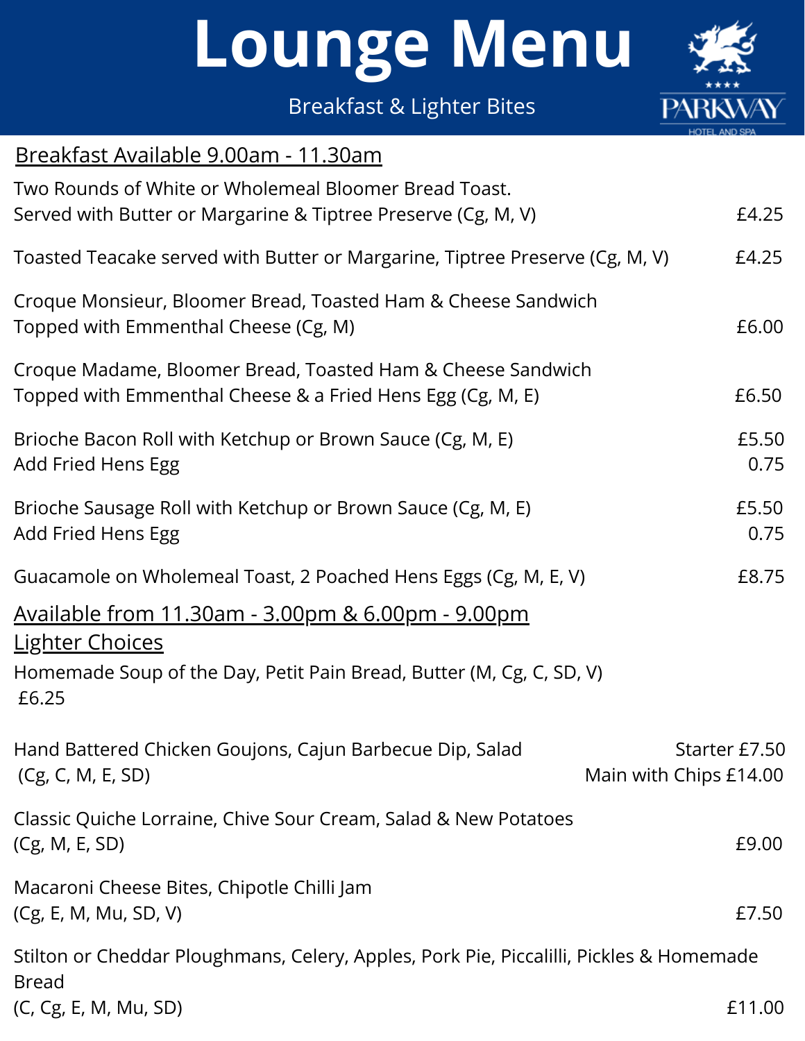# Lounge Menu

Breakfast & Lighter Bites

PARKWAY HOTEL AND SPA

## Breakfast Available 9.00am - 11.30am

Two Rounds of White or Wholemeal Bloomer Bread Toast.
Served with Butter or Margarine & Tiptree Preserve (Cg, M, V) — £4.25

Toasted Teacake served with Butter or Margarine, Tiptree Preserve (Cg, M, V) — £4.25

Croque Monsieur, Bloomer Bread, Toasted Ham & Cheese Sandwich
Topped with Emmenthal Cheese (Cg, M) — £6.00

Croque Madame, Bloomer Bread, Toasted Ham & Cheese Sandwich
Topped with Emmenthal Cheese & a Fried Hens Egg (Cg, M, E) — £6.50

Brioche Bacon Roll with Ketchup or Brown Sauce (Cg, M, E) — £5.50
Add Fried Hens Egg — 0.75

Brioche Sausage Roll with Ketchup or Brown Sauce (Cg, M, E) — £5.50
Add Fried Hens Egg — 0.75

Guacamole on Wholemeal Toast, 2 Poached Hens Eggs (Cg, M, E, V) — £8.75

## Available from 11.30am - 3.00pm & 6.00pm - 9.00pm

## Lighter Choices

Homemade Soup of the Day, Petit Pain Bread, Butter (M, Cg, C, SD, V)
£6.25

Hand Battered Chicken Goujons, Cajun Barbecue Dip, Salad
(Cg, C, M, E, SD) — Starter £7.50 / Main with Chips £14.00

Classic Quiche Lorraine, Chive Sour Cream, Salad & New Potatoes
(Cg, M, E, SD) — £9.00

Macaroni Cheese Bites, Chipotle Chilli Jam
(Cg, E, M, Mu, SD, V) — £7.50

Stilton or Cheddar Ploughmans, Celery, Apples, Pork Pie, Piccalilli, Pickles & Homemade Bread
(C, Cg, E, M, Mu, SD) — £11.00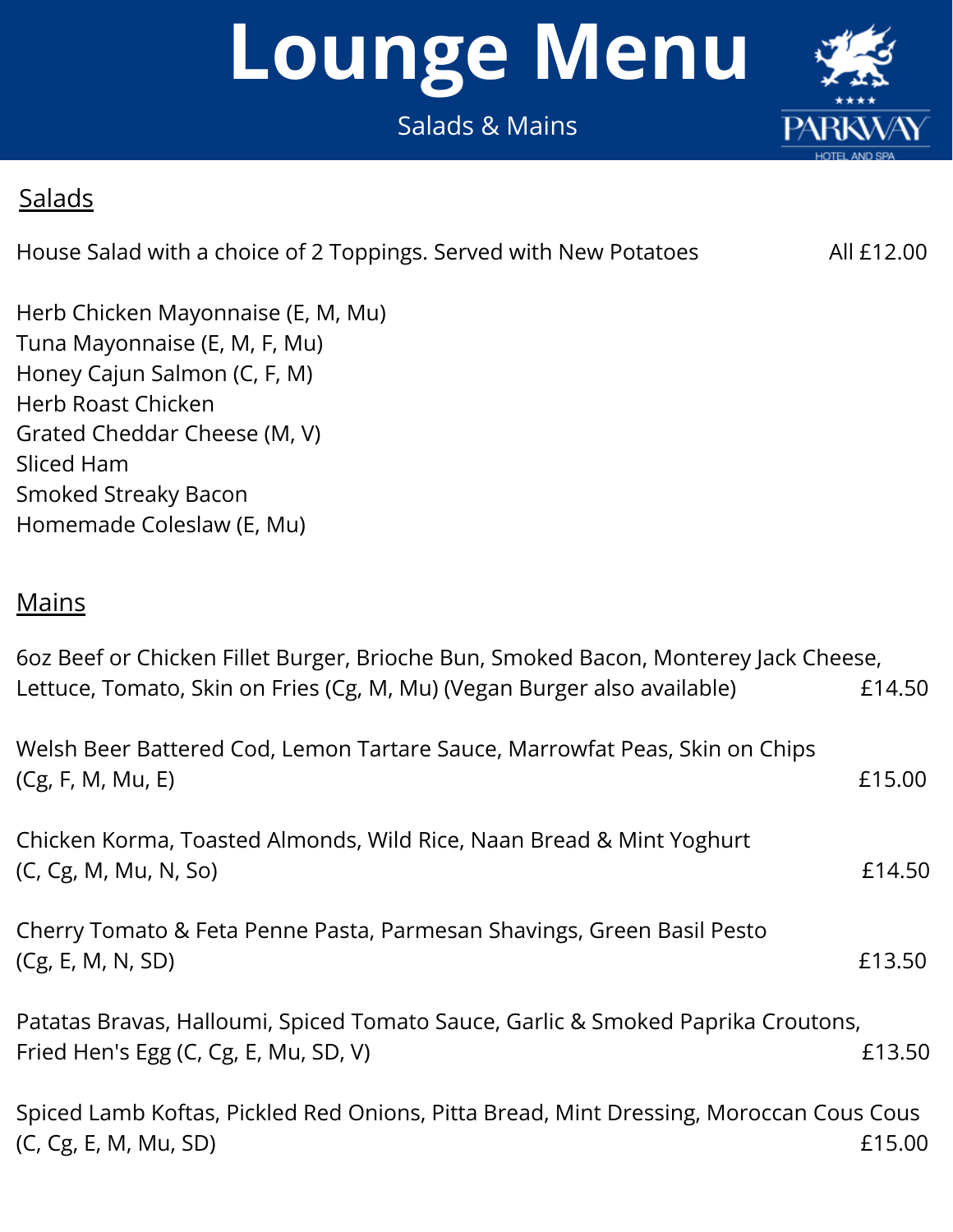# Lounge Menu

Salads & Mains

PARKWAY HOTEL AND SPA

## Salads

House Salad with a choice of 2 Toppings. Served with New Potatoes — All £12.00

Herb Chicken Mayonnaise (E, M, Mu)
Tuna Mayonnaise (E, M, F, Mu)
Honey Cajun Salmon (C, F, M)
Herb Roast Chicken
Grated Cheddar Cheese (M, V)
Sliced Ham
Smoked Streaky Bacon
Homemade Coleslaw (E, Mu)

## Mains

6oz Beef or Chicken Fillet Burger, Brioche Bun, Smoked Bacon, Monterey Jack Cheese, Lettuce, Tomato, Skin on Fries (Cg, M, Mu) (Vegan Burger also available) — £14.50

Welsh Beer Battered Cod, Lemon Tartare Sauce, Marrowfat Peas, Skin on Chips (Cg, F, M, Mu, E) — £15.00

Chicken Korma, Toasted Almonds, Wild Rice, Naan Bread & Mint Yoghurt (C, Cg, M, Mu, N, So) — £14.50

Cherry Tomato & Feta Penne Pasta, Parmesan Shavings, Green Basil Pesto (Cg, E, M, N, SD) — £13.50

Patatas Bravas, Halloumi, Spiced Tomato Sauce, Garlic & Smoked Paprika Croutons, Fried Hen's Egg (C, Cg, E, Mu, SD, V) — £13.50

Spiced Lamb Koftas, Pickled Red Onions, Pitta Bread, Mint Dressing, Moroccan Cous Cous (C, Cg, E, M, Mu, SD) — £15.00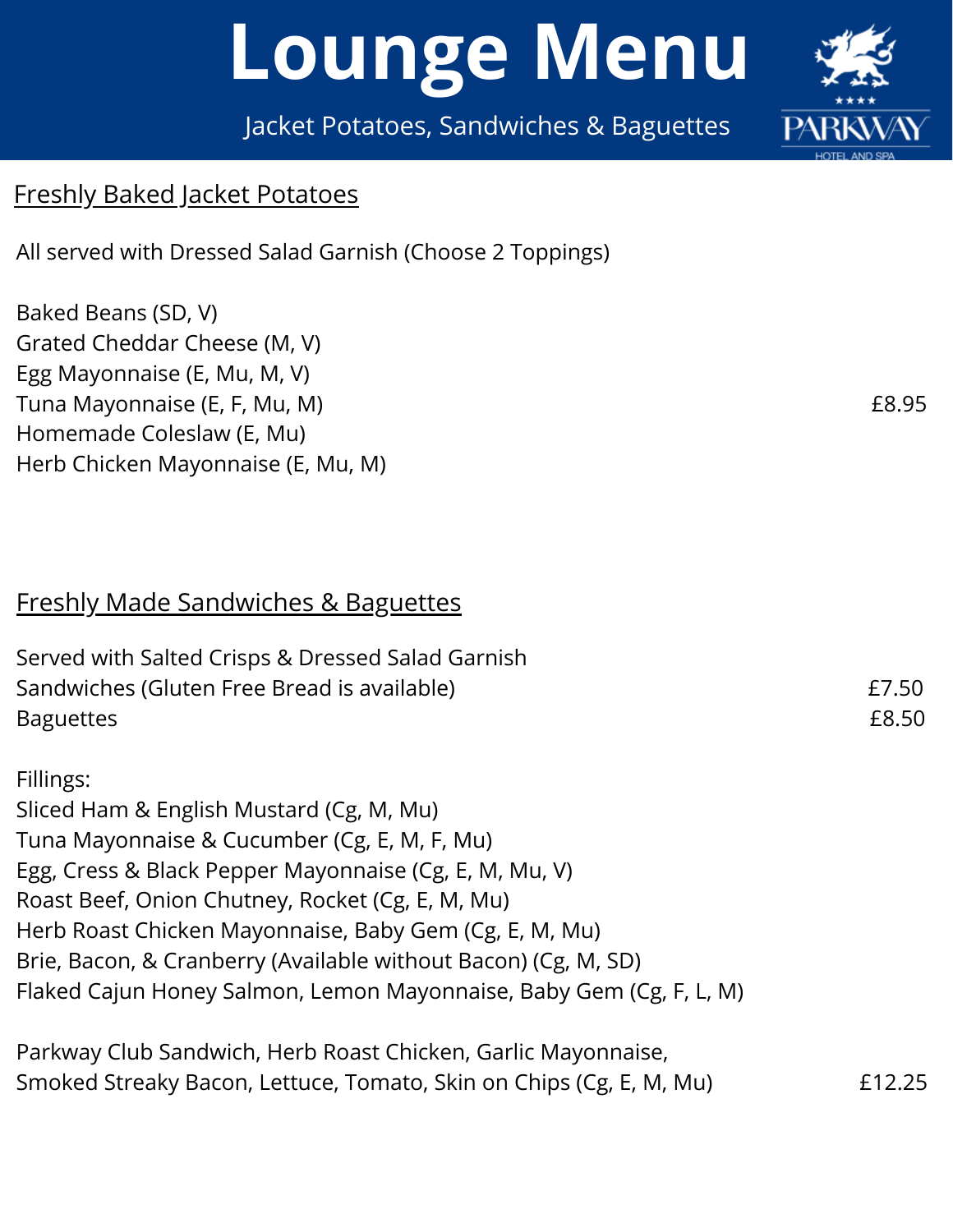# Lounge Menu

Jacket Potatoes, Sandwiches & Baguettes

PARKWAY
HOTEL AND SPA

## Freshly Baked Jacket Potatoes

All served with Dressed Salad Garnish (Choose 2 Toppings)

Baked Beans (SD, V)
Grated Cheddar Cheese (M, V)
Egg Mayonnaise (E, Mu, M, V)
Tuna Mayonnaise (E, F, Mu, M) £8.95
Homemade Coleslaw (E, Mu)
Herb Chicken Mayonnaise (E, Mu, M)

## Freshly Made Sandwiches & Baguettes

Served with Salted Crisps & Dressed Salad Garnish
Sandwiches (Gluten Free Bread is available) £7.50
Baguettes £8.50

Fillings:
Sliced Ham & English Mustard (Cg, M, Mu)
Tuna Mayonnaise & Cucumber (Cg, E, M, F, Mu)
Egg, Cress & Black Pepper Mayonnaise (Cg, E, M, Mu, V)
Roast Beef, Onion Chutney, Rocket (Cg, E, M, Mu)
Herb Roast Chicken Mayonnaise, Baby Gem (Cg, E, M, Mu)
Brie, Bacon, & Cranberry (Available without Bacon) (Cg, M, SD)
Flaked Cajun Honey Salmon, Lemon Mayonnaise, Baby Gem (Cg, F, L, M)

Parkway Club Sandwich, Herb Roast Chicken, Garlic Mayonnaise,
Smoked Streaky Bacon, Lettuce, Tomato, Skin on Chips (Cg, E, M, Mu) £12.25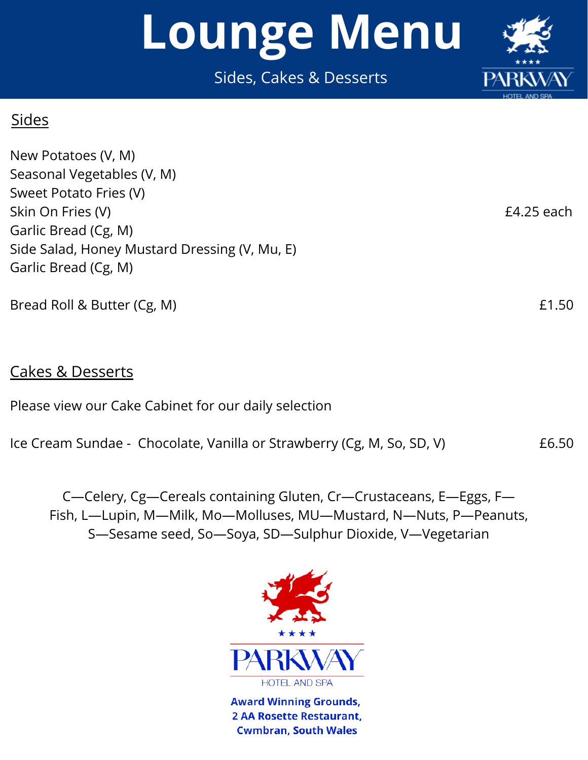# Lounge Menu

Sides, Cakes & Desserts

## Sides

New Potatoes (V, M)
Seasonal Vegetables (V, M)
Sweet Potato Fries (V)
Skin On Fries (V) £4.25 each
Garlic Bread (Cg, M)
Side Salad, Honey Mustard Dressing (V, Mu, E)
Garlic Bread (Cg, M)

Bread Roll & Butter (Cg, M) £1.50

## Cakes & Desserts

Please view our Cake Cabinet for our daily selection

Ice Cream Sundae - Chocolate, Vanilla or Strawberry (Cg, M, So, SD, V) £6.50

C—Celery, Cg—Cereals containing Gluten, Cr—Crustaceans, E—Eggs, F—Fish, L—Lupin, M—Milk, Mo—Molluses, MU—Mustard, N—Nuts, P—Peanuts, S—Sesame seed, So—Soya, SD—Sulphur Dioxide, V—Vegetarian

★★★★
PARKWAY
HOTEL AND SPA

**Award Winning Grounds,**
**2 AA Rosette Restaurant,**
**Cwmbran, South Wales**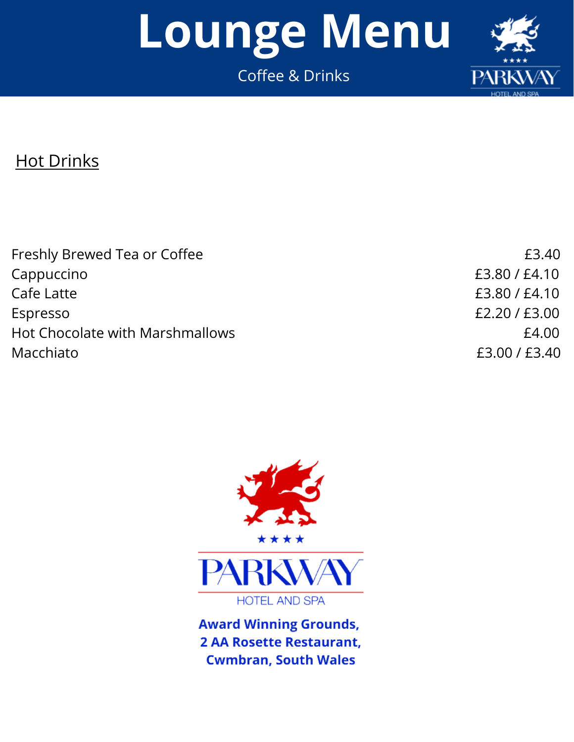# Lounge Menu

Coffee & Drinks

PARKWAY HOTEL AND SPA

## Hot Drinks

| | |
|---|---|
| Freshly Brewed Tea or Coffee | £3.40 |
| Cappuccino | £3.80 / £4.10 |
| Cafe Latte | £3.80 / £4.10 |
| Espresso | £2.20 / £3.00 |
| Hot Chocolate with Marshmallows | £4.00 |
| Macchiato | £3.00 / £3.40 |

PARKWAY

HOTEL AND SPA

**Award Winning Grounds,**
**2 AA Rosette Restaurant,**
**Cwmbran, South Wales**